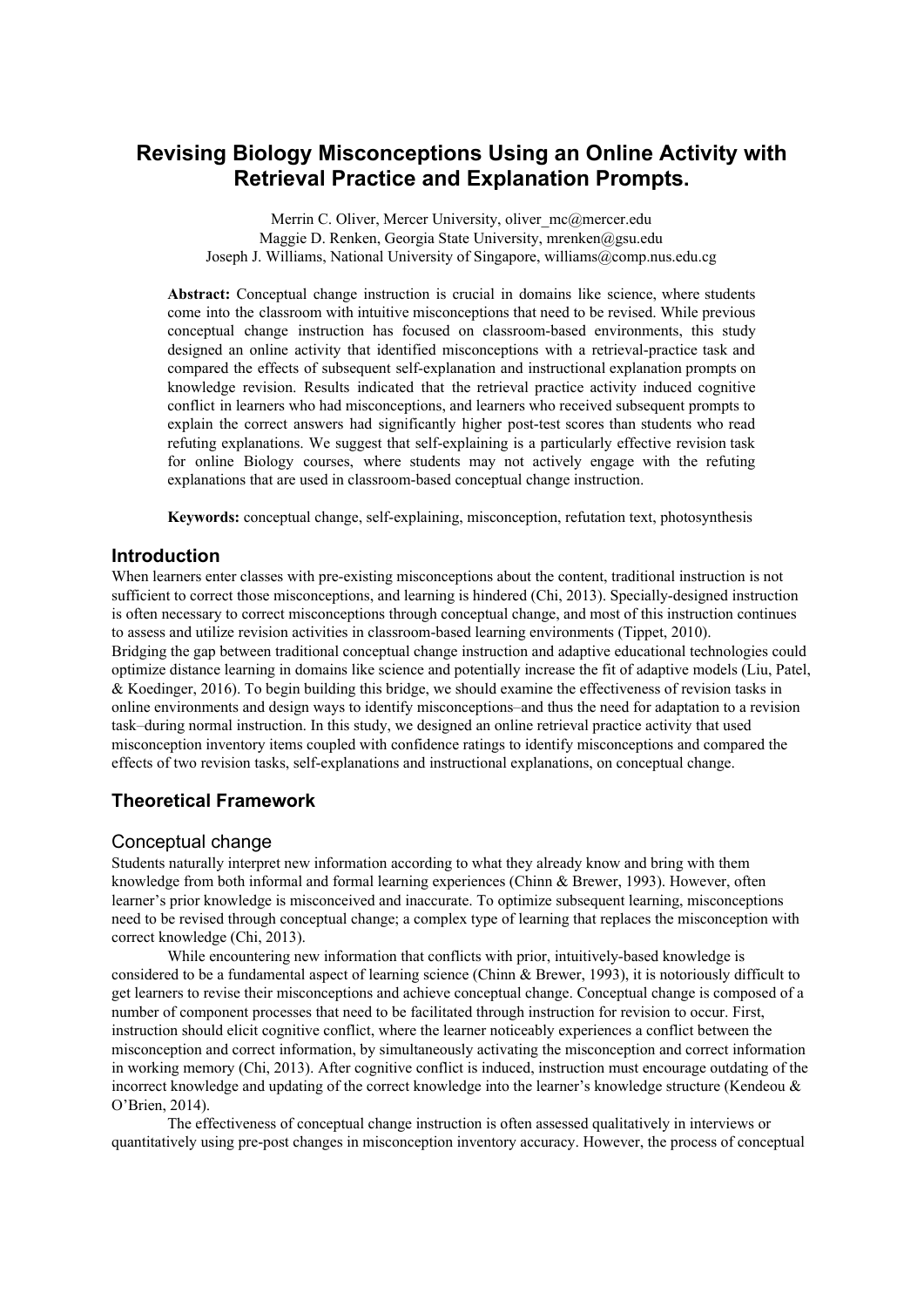# Revising Biology Misconceptions Using an Online Activity with Retrieval Practice and Explanation Prompts.

Merrin C. Oliver, Mercer University, oliver_mc@mercer.edu
Maggie D. Renken, Georgia State University, mrenken@gsu.edu
Joseph J. Williams, National University of Singapore, williams@comp.nus.edu.cg

**Abstract:** Conceptual change instruction is crucial in domains like science, where students come into the classroom with intuitive misconceptions that need to be revised. While previous conceptual change instruction has focused on classroom-based environments, this study designed an online activity that identified misconceptions with a retrieval-practice task and compared the effects of subsequent self-explanation and instructional explanation prompts on knowledge revision. Results indicated that the retrieval practice activity induced cognitive conflict in learners who had misconceptions, and learners who received subsequent prompts to explain the correct answers had significantly higher post-test scores than students who read refuting explanations. We suggest that self-explaining is a particularly effective revision task for online Biology courses, where students may not actively engage with the refuting explanations that are used in classroom-based conceptual change instruction.

**Keywords:** conceptual change, self-explaining, misconception, refutation text, photosynthesis

## Introduction

When learners enter classes with pre-existing misconceptions about the content, traditional instruction is not sufficient to correct those misconceptions, and learning is hindered (Chi, 2013). Specially-designed instruction is often necessary to correct misconceptions through conceptual change, and most of this instruction continues to assess and utilize revision activities in classroom-based learning environments (Tippet, 2010).
Bridging the gap between traditional conceptual change instruction and adaptive educational technologies could optimize distance learning in domains like science and potentially increase the fit of adaptive models (Liu, Patel, & Koedinger, 2016). To begin building this bridge, we should examine the effectiveness of revision tasks in online environments and design ways to identify misconceptions–and thus the need for adaptation to a revision task–during normal instruction. In this study, we designed an online retrieval practice activity that used misconception inventory items coupled with confidence ratings to identify misconceptions and compared the effects of two revision tasks, self-explanations and instructional explanations, on conceptual change.

## Theoretical Framework

### Conceptual change

Students naturally interpret new information according to what they already know and bring with them knowledge from both informal and formal learning experiences (Chinn & Brewer, 1993). However, often learner's prior knowledge is misconceived and inaccurate. To optimize subsequent learning, misconceptions need to be revised through conceptual change; a complex type of learning that replaces the misconception with correct knowledge (Chi, 2013).

While encountering new information that conflicts with prior, intuitively-based knowledge is considered to be a fundamental aspect of learning science (Chinn & Brewer, 1993), it is notoriously difficult to get learners to revise their misconceptions and achieve conceptual change. Conceptual change is composed of a number of component processes that need to be facilitated through instruction for revision to occur. First, instruction should elicit cognitive conflict, where the learner noticeably experiences a conflict between the misconception and correct information, by simultaneously activating the misconception and correct information in working memory (Chi, 2013). After cognitive conflict is induced, instruction must encourage outdating of the incorrect knowledge and updating of the correct knowledge into the learner's knowledge structure (Kendeou & O'Brien, 2014).

The effectiveness of conceptual change instruction is often assessed qualitatively in interviews or quantitatively using pre-post changes in misconception inventory accuracy. However, the process of conceptual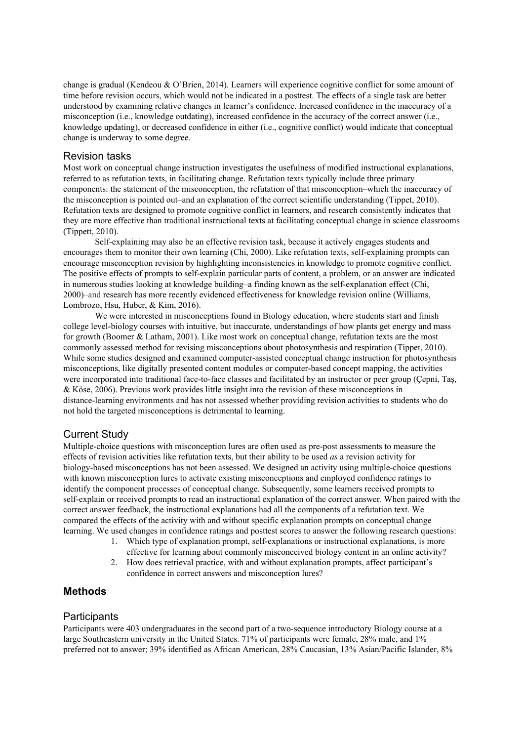change is gradual (Kendeou & O'Brien, 2014). Learners will experience cognitive conflict for some amount of time before revision occurs, which would not be indicated in a posttest. The effects of a single task are better understood by examining relative changes in learner's confidence. Increased confidence in the inaccuracy of a misconception (i.e., knowledge outdating), increased confidence in the accuracy of the correct answer (i.e., knowledge updating), or decreased confidence in either (i.e., cognitive conflict) would indicate that conceptual change is underway to some degree.

## Revision tasks

Most work on conceptual change instruction investigates the usefulness of modified instructional explanations, referred to as refutation texts, in facilitating change. Refutation texts typically include three primary components: the statement of the misconception, the refutation of that misconception–which the inaccuracy of the misconception is pointed out–and an explanation of the correct scientific understanding (Tippet, 2010). Refutation texts are designed to promote cognitive conflict in learners, and research consistently indicates that they are more effective than traditional instructional texts at facilitating conceptual change in science classrooms (Tippett, 2010).

Self-explaining may also be an effective revision task, because it actively engages students and encourages them to monitor their own learning (Chi, 2000). Like refutation texts, self-explaining prompts can encourage misconception revision by highlighting inconsistencies in knowledge to promote cognitive conflict. The positive effects of prompts to self-explain particular parts of content, a problem, or an answer are indicated in numerous studies looking at knowledge building–a finding known as the self-explanation effect (Chi, 2000)–and research has more recently evidenced effectiveness for knowledge revision online (Williams, Lombrozo, Hsu, Huber, & Kim, 2016).

We were interested in misconceptions found in Biology education, where students start and finish college level-biology courses with intuitive, but inaccurate, understandings of how plants get energy and mass for growth (Boomer & Latham, 2001). Like most work on conceptual change, refutation texts are the most commonly assessed method for revising misconceptions about photosynthesis and respiration (Tippet, 2010). While some studies designed and examined computer-assisted conceptual change instruction for photosynthesis misconceptions, like digitally presented content modules or computer-based concept mapping, the activities were incorporated into traditional face-to-face classes and facilitated by an instructor or peer group (Çepni, Taş, & Köse, 2006). Previous work provides little insight into the revision of these misconceptions in distance-learning environments and has not assessed whether providing revision activities to students who do not hold the targeted misconceptions is detrimental to learning.

## Current Study

Multiple-choice questions with misconception lures are often used as pre-post assessments to measure the effects of revision activities like refutation texts, but their ability to be used *as* a revision activity for biology-based misconceptions has not been assessed. We designed an activity using multiple-choice questions with known misconception lures to activate existing misconceptions and employed confidence ratings to identify the component processes of conceptual change. Subsequently, some learners received prompts to self-explain or received prompts to read an instructional explanation of the correct answer. When paired with the correct answer feedback, the instructional explanations had all the components of a refutation text. We compared the effects of the activity with and without specific explanation prompts on conceptual change learning. We used changes in confidence ratings and posttest scores to answer the following research questions:

1. Which type of explanation prompt, self-explanations or instructional explanations, is more effective for learning about commonly misconceived biology content in an online activity?
2. How does retrieval practice, with and without explanation prompts, affect participant's confidence in correct answers and misconception lures?

# Methods

## Participants

Participants were 403 undergraduates in the second part of a two-sequence introductory Biology course at a large Southeastern university in the United States. 71% of participants were female, 28% male, and 1% preferred not to answer; 39% identified as African American, 28% Caucasian, 13% Asian/Pacific Islander, 8%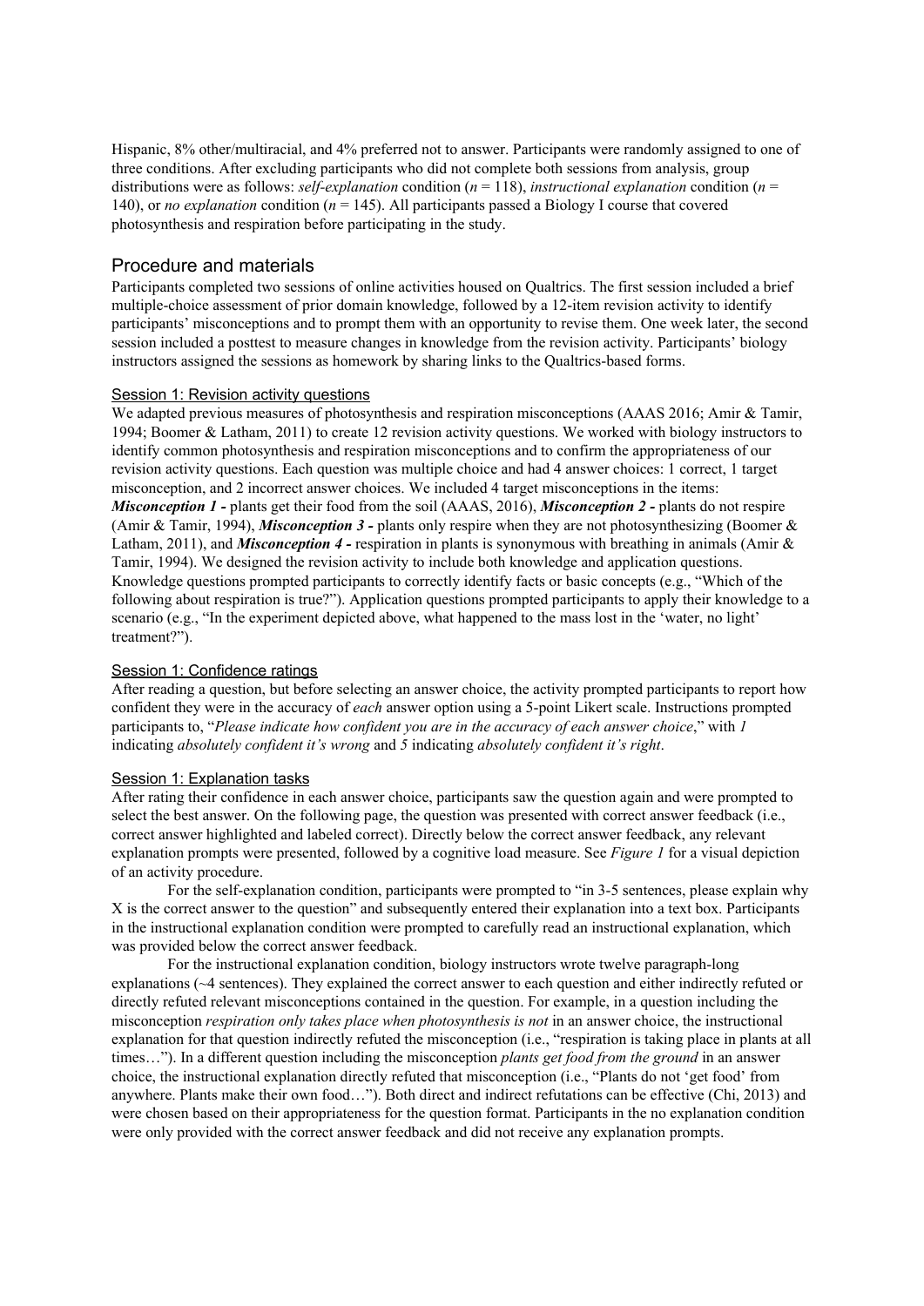Hispanic, 8% other/multiracial, and 4% preferred not to answer. Participants were randomly assigned to one of three conditions. After excluding participants who did not complete both sessions from analysis, group distributions were as follows: *self-explanation* condition ($n$ = 118), *instructional explanation* condition ($n$ = 140), or *no explanation* condition ($n$ = 145). All participants passed a Biology I course that covered photosynthesis and respiration before participating in the study.

## Procedure and materials

Participants completed two sessions of online activities housed on Qualtrics. The first session included a brief multiple-choice assessment of prior domain knowledge, followed by a 12-item revision activity to identify participants' misconceptions and to prompt them with an opportunity to revise them. One week later, the second session included a posttest to measure changes in knowledge from the revision activity. Participants' biology instructors assigned the sessions as homework by sharing links to the Qualtrics-based forms.

### Session 1: Revision activity questions

We adapted previous measures of photosynthesis and respiration misconceptions (AAAS 2016; Amir & Tamir, 1994; Boomer & Latham, 2011) to create 12 revision activity questions. We worked with biology instructors to identify common photosynthesis and respiration misconceptions and to confirm the appropriateness of our revision activity questions. Each question was multiple choice and had 4 answer choices: 1 correct, 1 target misconception, and 2 incorrect answer choices. We included 4 target misconceptions in the items: ***Misconception 1 -*** plants get their food from the soil (AAAS, 2016), ***Misconception 2 -*** plants do not respire (Amir & Tamir, 1994), ***Misconception 3 -*** plants only respire when they are not photosynthesizing (Boomer & Latham, 2011), and ***Misconception 4 -*** respiration in plants is synonymous with breathing in animals (Amir & Tamir, 1994). We designed the revision activity to include both knowledge and application questions. Knowledge questions prompted participants to correctly identify facts or basic concepts (e.g., "Which of the following about respiration is true?"). Application questions prompted participants to apply their knowledge to a scenario (e.g., "In the experiment depicted above, what happened to the mass lost in the 'water, no light' treatment?").

### Session 1: Confidence ratings

After reading a question, but before selecting an answer choice, the activity prompted participants to report how confident they were in the accuracy of *each* answer option using a 5-point Likert scale. Instructions prompted participants to, "*Please indicate how confident you are in the accuracy of each answer choice*," with *1* indicating *absolutely confident it's wrong* and *5* indicating *absolutely confident it's right*.

### Session 1: Explanation tasks

After rating their confidence in each answer choice, participants saw the question again and were prompted to select the best answer. On the following page, the question was presented with correct answer feedback (i.e., correct answer highlighted and labeled correct). Directly below the correct answer feedback, any relevant explanation prompts were presented, followed by a cognitive load measure. See *Figure 1* for a visual depiction of an activity procedure.

For the self-explanation condition, participants were prompted to "in 3-5 sentences, please explain why X is the correct answer to the question" and subsequently entered their explanation into a text box. Participants in the instructional explanation condition were prompted to carefully read an instructional explanation, which was provided below the correct answer feedback.

For the instructional explanation condition, biology instructors wrote twelve paragraph-long explanations (~4 sentences). They explained the correct answer to each question and either indirectly refuted or directly refuted relevant misconceptions contained in the question. For example, in a question including the misconception *respiration only takes place when photosynthesis is not* in an answer choice, the instructional explanation for that question indirectly refuted the misconception (i.e., "respiration is taking place in plants at all times…"). In a different question including the misconception *plants get food from the ground* in an answer choice, the instructional explanation directly refuted that misconception (i.e., "Plants do not 'get food' from anywhere. Plants make their own food…"). Both direct and indirect refutations can be effective (Chi, 2013) and were chosen based on their appropriateness for the question format. Participants in the no explanation condition were only provided with the correct answer feedback and did not receive any explanation prompts.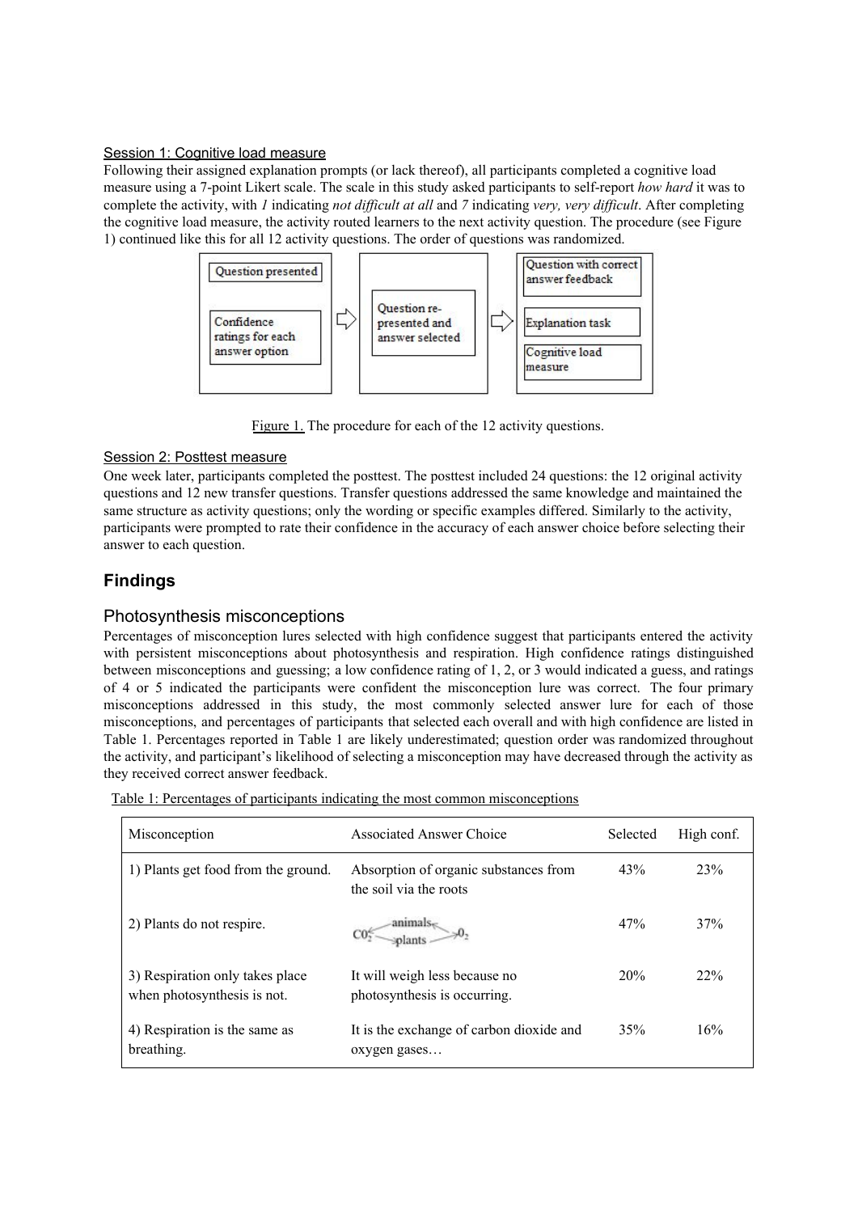Session 1: Cognitive load measure

Following their assigned explanation prompts (or lack thereof), all participants completed a cognitive load measure using a 7-point Likert scale. The scale in this study asked participants to self-report *how hard* it was to complete the activity, with *1* indicating *not difficult at all* and *7* indicating *very, very difficult*. After completing the cognitive load measure, the activity routed learners to the next activity question. The procedure (see Figure 1) continued like this for all 12 activity questions. The order of questions was randomized.

Question presented | Confidence ratings for each answer option ⇨ Question re-presented and answer selected ⇨ Question with correct answer feedback | Explanation task | Cognitive load measure

Figure 1. The procedure for each of the 12 activity questions.

Session 2: Posttest measure

One week later, participants completed the posttest. The posttest included 24 questions: the 12 original activity questions and 12 new transfer questions. Transfer questions addressed the same knowledge and maintained the same structure as activity questions; only the wording or specific examples differed. Similarly to the activity, participants were prompted to rate their confidence in the accuracy of each answer choice before selecting their answer to each question.

## Findings

### Photosynthesis misconceptions

Percentages of misconception lures selected with high confidence suggest that participants entered the activity with persistent misconceptions about photosynthesis and respiration. High confidence ratings distinguished between misconceptions and guessing; a low confidence rating of 1, 2, or 3 would indicated a guess, and ratings of 4 or 5 indicated the participants were confident the misconception lure was correct. The four primary misconceptions addressed in this study, the most commonly selected answer lure for each of those misconceptions, and percentages of participants that selected each overall and with high confidence are listed in Table 1. Percentages reported in Table 1 are likely underestimated; question order was randomized throughout the activity, and participant's likelihood of selecting a misconception may have decreased through the activity as they received correct answer feedback.

Table 1: Percentages of participants indicating the most common misconceptions

| Misconception | Associated Answer Choice | Selected | High conf. |
|---|---|---|---|
| 1) Plants get food from the ground. | Absorption of organic substances from the soil via the roots | 43% | 23% |
| 2) Plants do not respire. | $CO_2$ ←animals← / →plants→ $O_2$ | 47% | 37% |
| 3) Respiration only takes place when photosynthesis is not. | It will weigh less because no photosynthesis is occurring. | 20% | 22% |
| 4) Respiration is the same as breathing. | It is the exchange of carbon dioxide and oxygen gases… | 35% | 16% |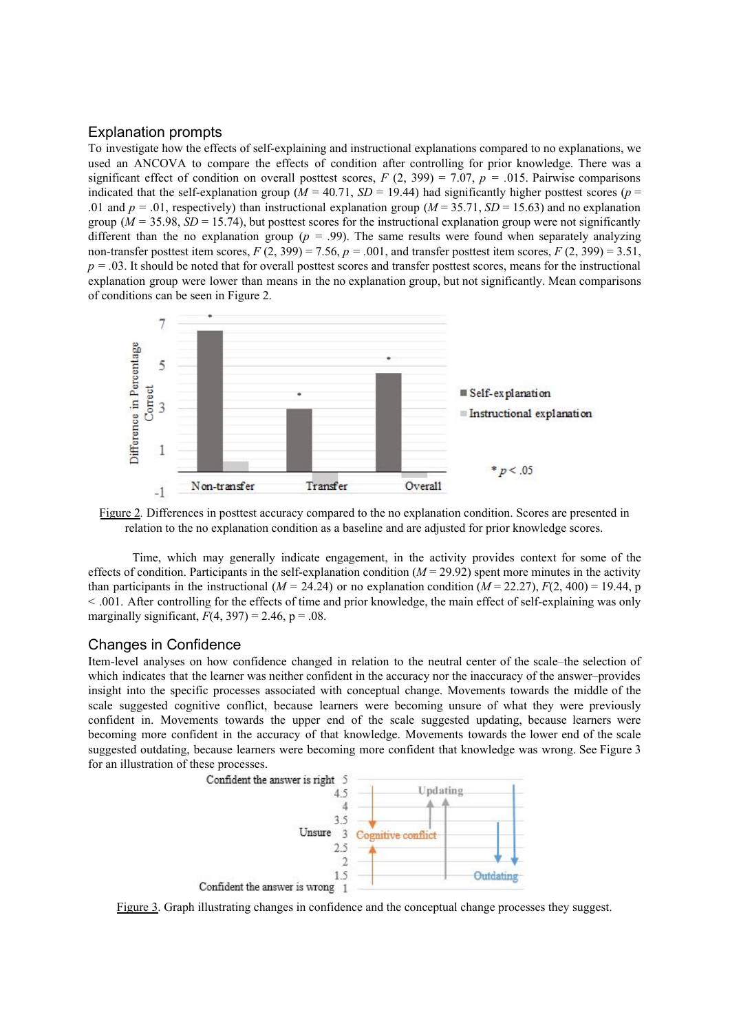## Explanation prompts

To investigate how the effects of self-explaining and instructional explanations compared to no explanations, we used an ANCOVA to compare the effects of condition after controlling for prior knowledge. There was a significant effect of condition on overall posttest scores, $F$ (2, 399) = 7.07, $p$ = .015. Pairwise comparisons indicated that the self-explanation group ($M$ = 40.71, $SD$ = 19.44) had significantly higher posttest scores ($p$ = .01 and $p$ = .01, respectively) than instructional explanation group ($M$ = 35.71, $SD$ = 15.63) and no explanation group ($M$ = 35.98, $SD$ = 15.74), but posttest scores for the instructional explanation group were not significantly different than the no explanation group ($p$ = .99). The same results were found when separately analyzing non-transfer posttest item scores, $F$ (2, 399) = 7.56, $p$ = .001, and transfer posttest item scores, $F$ (2, 399) = 3.51, $p$ = .03. It should be noted that for overall posttest scores and transfer posttest scores, means for the instructional explanation group were lower than means in the no explanation group, but not significantly. Mean comparisons of conditions can be seen in Figure 2.

Figure 2. Differences in posttest accuracy compared to the no explanation condition. Scores are presented in relation to the no explanation condition as a baseline and are adjusted for prior knowledge scores.

Time, which may generally indicate engagement, in the activity provides context for some of the effects of condition. Participants in the self-explanation condition ($M$ = 29.92) spent more minutes in the activity than participants in the instructional ($M$ = 24.24) or no explanation condition ($M$ = 22.27), $F$(2, 400) = 19.44, p < .001. After controlling for the effects of time and prior knowledge, the main effect of self-explaining was only marginally significant, $F$(4, 397) = 2.46, p = .08.

## Changes in Confidence

Item-level analyses on how confidence changed in relation to the neutral center of the scale–the selection of which indicates that the learner was neither confident in the accuracy nor the inaccuracy of the answer–provides insight into the specific processes associated with conceptual change. Movements towards the middle of the scale suggested cognitive conflict, because learners were becoming unsure of what they were previously confident in. Movements towards the upper end of the scale suggested updating, because learners were becoming more confident in the accuracy of that knowledge. Movements towards the lower end of the scale suggested outdating, because learners were becoming more confident that knowledge was wrong. See Figure 3 for an illustration of these processes.

Figure 3. Graph illustrating changes in confidence and the conceptual change processes they suggest.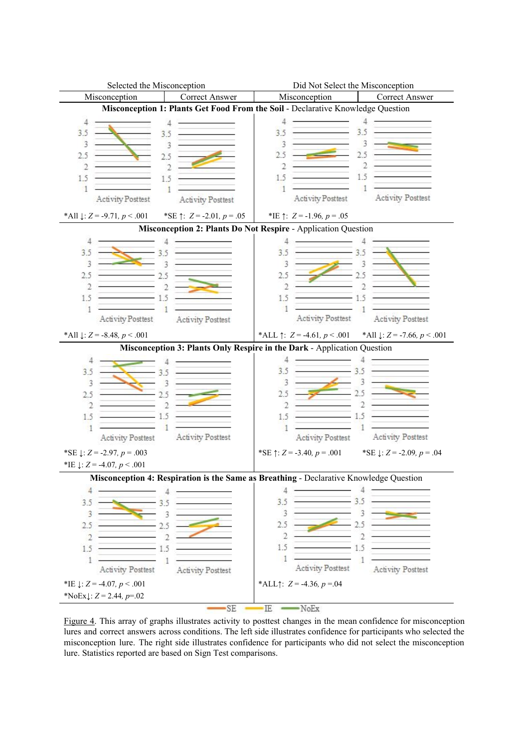| Selected the Misconception | | Did Not Select the Misconception | |
|---|---|---|---|
| Misconception | Correct Answer | Misconception | Correct Answer |
| **Misconception 1: Plants Get Food From the Soil** - Declarative Knowledge Question | | | |
| *All ↓: $Z = -9.71$, $p < .001$ | *SE ↑: $Z = -2.01$, $p = .05$ | *IE ↑: $Z = -1.96$, $p = .05$ | |
| **Misconception 2: Plants Do Not Respire** - Application Question | | | |
| *All ↓: $Z = -8.48$, $p < .001$ | | *ALL ↑: $Z = -4.61$, $p < .001$ | *All ↓: $Z = -7.66$, $p < .001$ |
| **Misconception 3: Plants Only Respire in the Dark** - Application Question | | | |
| *SE ↓: $Z = -2.97$, $p = .003$<br>*IE ↓: $Z = -4.07$, $p < .001$ | | *SE ↑: $Z = -3.40$, $p = .001$ | *SE ↓: $Z = -2.09$, $p = .04$ |
| **Misconception 4: Respiration is the Same as Breathing** - Declarative Knowledge Question | | | |
| *IE ↓: $Z = -4.07$, $p < .001$<br>*NoEx↓: $Z = 2.44$, $p$=.02 | | *ALL↑: $Z = -4.36$, $p$ =.04 | |

SE, IE, NoEx

Figure 4. This array of graphs illustrates activity to posttest changes in the mean confidence for misconception lures and correct answers across conditions. The left side illustrates confidence for participants who selected the misconception lure. The right side illustrates confidence for participants who did not select the misconception lure. Statistics reported are based on Sign Test comparisons.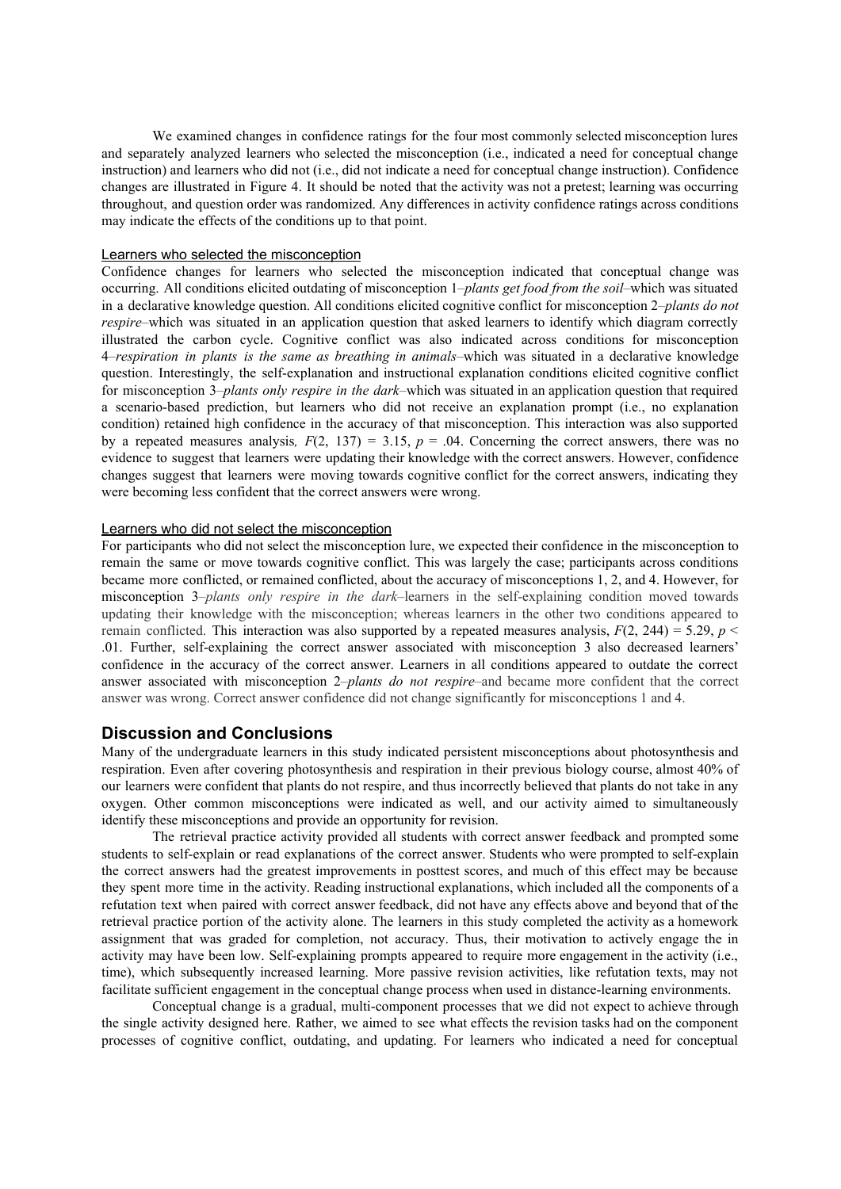We examined changes in confidence ratings for the four most commonly selected misconception lures and separately analyzed learners who selected the misconception (i.e., indicated a need for conceptual change instruction) and learners who did not (i.e., did not indicate a need for conceptual change instruction). Confidence changes are illustrated in Figure 4. It should be noted that the activity was not a pretest; learning was occurring throughout, and question order was randomized. Any differences in activity confidence ratings across conditions may indicate the effects of the conditions up to that point.

### Learners who selected the misconception

Confidence changes for learners who selected the misconception indicated that conceptual change was occurring. All conditions elicited outdating of misconception 1–*plants get food from the soil*–which was situated in a declarative knowledge question. All conditions elicited cognitive conflict for misconception 2–*plants do not respire*–which was situated in an application question that asked learners to identify which diagram correctly illustrated the carbon cycle. Cognitive conflict was also indicated across conditions for misconception 4–*respiration in plants is the same as breathing in animals*–which was situated in a declarative knowledge question. Interestingly, the self-explanation and instructional explanation conditions elicited cognitive conflict for misconception 3–*plants only respire in the dark*–which was situated in an application question that required a scenario-based prediction, but learners who did not receive an explanation prompt (i.e., no explanation condition) retained high confidence in the accuracy of that misconception. This interaction was also supported by a repeated measures analysis, $F(2, 137) = 3.15$, $p = .04$. Concerning the correct answers, there was no evidence to suggest that learners were updating their knowledge with the correct answers. However, confidence changes suggest that learners were moving towards cognitive conflict for the correct answers, indicating they were becoming less confident that the correct answers were wrong.

### Learners who did not select the misconception

For participants who did not select the misconception lure, we expected their confidence in the misconception to remain the same or move towards cognitive conflict. This was largely the case; participants across conditions became more conflicted, or remained conflicted, about the accuracy of misconceptions 1, 2, and 4. However, for misconception 3–*plants only respire in the dark*–learners in the self-explaining condition moved towards updating their knowledge with the misconception; whereas learners in the other two conditions appeared to remain conflicted. This interaction was also supported by a repeated measures analysis, $F(2, 244) = 5.29$, $p < .01$. Further, self-explaining the correct answer associated with misconception 3 also decreased learners' confidence in the accuracy of the correct answer. Learners in all conditions appeared to outdate the correct answer associated with misconception 2–*plants do not respire*–and became more confident that the correct answer was wrong. Correct answer confidence did not change significantly for misconceptions 1 and 4.

## Discussion and Conclusions

Many of the undergraduate learners in this study indicated persistent misconceptions about photosynthesis and respiration. Even after covering photosynthesis and respiration in their previous biology course, almost 40% of our learners were confident that plants do not respire, and thus incorrectly believed that plants do not take in any oxygen. Other common misconceptions were indicated as well, and our activity aimed to simultaneously identify these misconceptions and provide an opportunity for revision.

The retrieval practice activity provided all students with correct answer feedback and prompted some students to self-explain or read explanations of the correct answer. Students who were prompted to self-explain the correct answers had the greatest improvements in posttest scores, and much of this effect may be because they spent more time in the activity. Reading instructional explanations, which included all the components of a refutation text when paired with correct answer feedback, did not have any effects above and beyond that of the retrieval practice portion of the activity alone. The learners in this study completed the activity as a homework assignment that was graded for completion, not accuracy. Thus, their motivation to actively engage the in activity may have been low. Self-explaining prompts appeared to require more engagement in the activity (i.e., time), which subsequently increased learning. More passive revision activities, like refutation texts, may not facilitate sufficient engagement in the conceptual change process when used in distance-learning environments.

Conceptual change is a gradual, multi-component processes that we did not expect to achieve through the single activity designed here. Rather, we aimed to see what effects the revision tasks had on the component processes of cognitive conflict, outdating, and updating. For learners who indicated a need for conceptual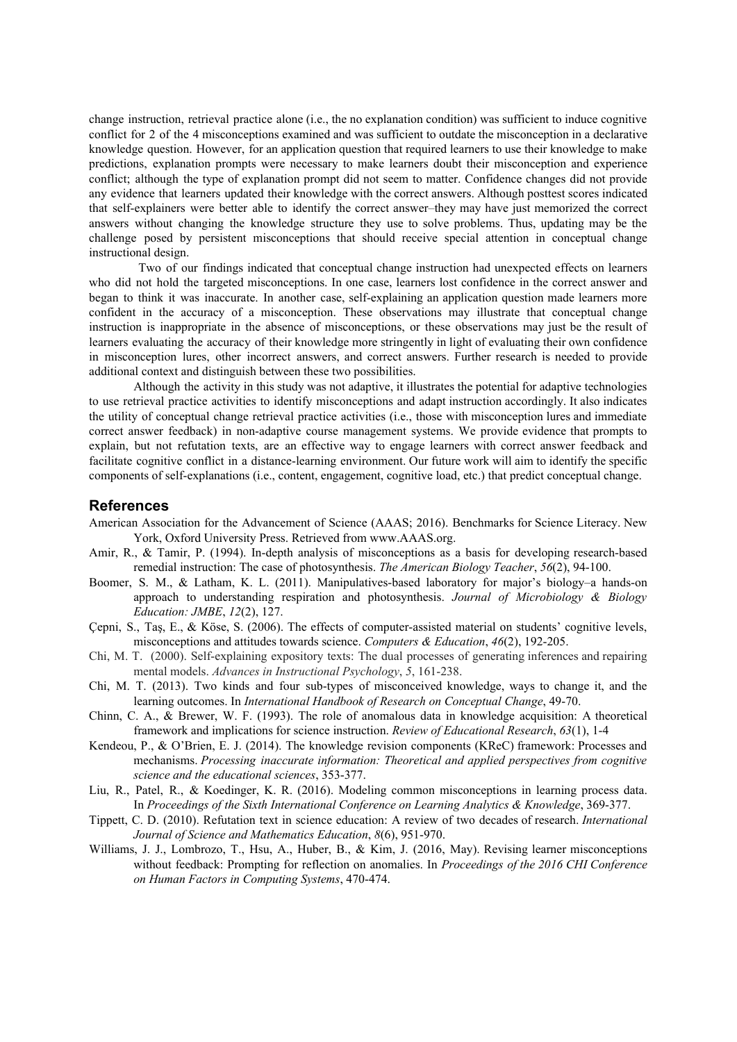change instruction, retrieval practice alone (i.e., the no explanation condition) was sufficient to induce cognitive conflict for 2 of the 4 misconceptions examined and was sufficient to outdate the misconception in a declarative knowledge question. However, for an application question that required learners to use their knowledge to make predictions, explanation prompts were necessary to make learners doubt their misconception and experience conflict; although the type of explanation prompt did not seem to matter. Confidence changes did not provide any evidence that learners updated their knowledge with the correct answers. Although posttest scores indicated that self-explainers were better able to identify the correct answer–they may have just memorized the correct answers without changing the knowledge structure they use to solve problems. Thus, updating may be the challenge posed by persistent misconceptions that should receive special attention in conceptual change instructional design.

Two of our findings indicated that conceptual change instruction had unexpected effects on learners who did not hold the targeted misconceptions. In one case, learners lost confidence in the correct answer and began to think it was inaccurate. In another case, self-explaining an application question made learners more confident in the accuracy of a misconception. These observations may illustrate that conceptual change instruction is inappropriate in the absence of misconceptions, or these observations may just be the result of learners evaluating the accuracy of their knowledge more stringently in light of evaluating their own confidence in misconception lures, other incorrect answers, and correct answers. Further research is needed to provide additional context and distinguish between these two possibilities.

Although the activity in this study was not adaptive, it illustrates the potential for adaptive technologies to use retrieval practice activities to identify misconceptions and adapt instruction accordingly. It also indicates the utility of conceptual change retrieval practice activities (i.e., those with misconception lures and immediate correct answer feedback) in non-adaptive course management systems. We provide evidence that prompts to explain, but not refutation texts, are an effective way to engage learners with correct answer feedback and facilitate cognitive conflict in a distance-learning environment. Our future work will aim to identify the specific components of self-explanations (i.e., content, engagement, cognitive load, etc.) that predict conceptual change.

## References

American Association for the Advancement of Science (AAAS; 2016). Benchmarks for Science Literacy. New York, Oxford University Press. Retrieved from www.AAAS.org.

Amir, R., & Tamir, P. (1994). In-depth analysis of misconceptions as a basis for developing research-based remedial instruction: The case of photosynthesis. *The American Biology Teacher*, *56*(2), 94-100.

Boomer, S. M., & Latham, K. L. (2011). Manipulatives-based laboratory for major's biology–a hands-on approach to understanding respiration and photosynthesis. *Journal of Microbiology & Biology Education: JMBE*, *12*(2), 127.

Çepni, S., Taş, E., & Köse, S. (2006). The effects of computer-assisted material on students' cognitive levels, misconceptions and attitudes towards science. *Computers & Education*, *46*(2), 192-205.

Chi, M. T. (2000). Self-explaining expository texts: The dual processes of generating inferences and repairing mental models. *Advances in Instructional Psychology*, *5*, 161-238.

Chi, M. T. (2013). Two kinds and four sub-types of misconceived knowledge, ways to change it, and the learning outcomes. In *International Handbook of Research on Conceptual Change*, 49-70.

Chinn, C. A., & Brewer, W. F. (1993). The role of anomalous data in knowledge acquisition: A theoretical framework and implications for science instruction. *Review of Educational Research*, *63*(1), 1-4

Kendeou, P., & O'Brien, E. J. (2014). The knowledge revision components (KReC) framework: Processes and mechanisms. *Processing inaccurate information: Theoretical and applied perspectives from cognitive science and the educational sciences*, 353-377.

Liu, R., Patel, R., & Koedinger, K. R. (2016). Modeling common misconceptions in learning process data. In *Proceedings of the Sixth International Conference on Learning Analytics & Knowledge*, 369-377.

Tippett, C. D. (2010). Refutation text in science education: A review of two decades of research. *International Journal of Science and Mathematics Education*, *8*(6), 951-970.

Williams, J. J., Lombrozo, T., Hsu, A., Huber, B., & Kim, J. (2016, May). Revising learner misconceptions without feedback: Prompting for reflection on anomalies. In *Proceedings of the 2016 CHI Conference on Human Factors in Computing Systems*, 470-474.